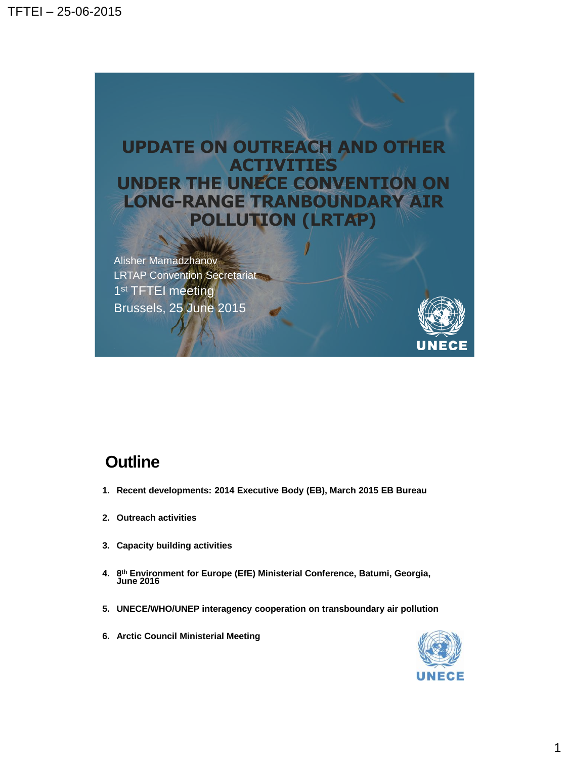# UPDATE ON OUTREACH AND OTHER ACTIVITIES UNDER THE UNECE CONVENTION ON LONG-RANGE TRANBOUNDARY AIR POLLUTION (LRTAP)

Alisher Mamadzhanov
LRTAP Convention Secretariat
1st TFTEI meeting
Brussels, 25 June 2015

## Outline

1. **Recent developments: 2014 Executive Body (EB), March 2015 EB Bureau**
2. **Outreach activities**
3. **Capacity building activities**
4. **8th Environment for Europe (EfE) Ministerial Conference, Batumi, Georgia, June 2016**
5. **UNECE/WHO/UNEP interagency cooperation on transboundary air pollution**
6. **Arctic Council Ministerial Meeting**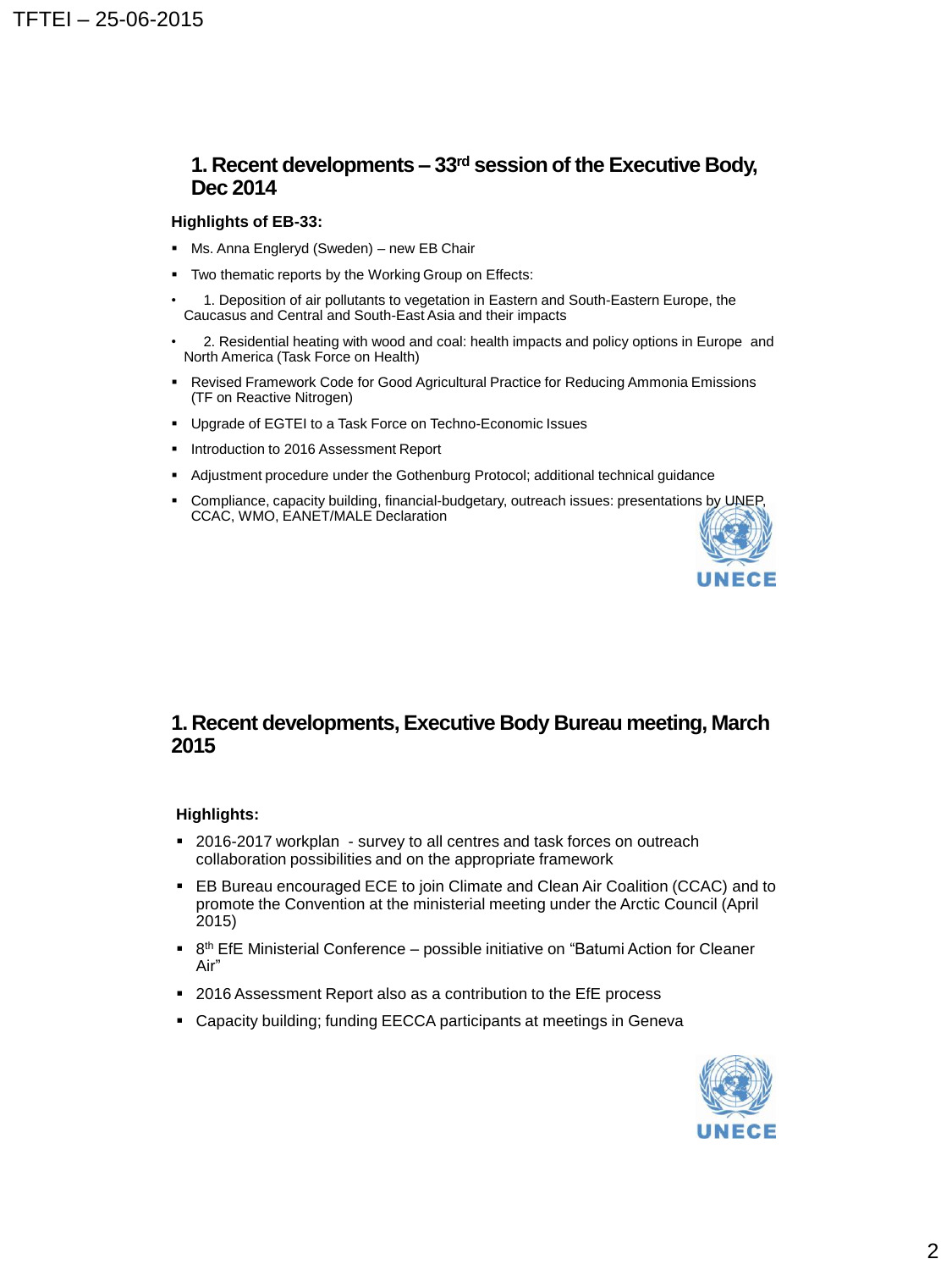## 1. Recent developments – 33rd session of the Executive Body, Dec 2014

**Highlights of EB-33:**

- Ms. Anna Engleryd (Sweden) – new EB Chair
- Two thematic reports by the Working Group on Effects:
  - 1. Deposition of air pollutants to vegetation in Eastern and South-Eastern Europe, the Caucasus and Central and South-East Asia and their impacts
  - 2. Residential heating with wood and coal: health impacts and policy options in Europe and North America (Task Force on Health)
- Revised Framework Code for Good Agricultural Practice for Reducing Ammonia Emissions (TF on Reactive Nitrogen)
- Upgrade of EGTEI to a Task Force on Techno-Economic Issues
- Introduction to 2016 Assessment Report
- Adjustment procedure under the Gothenburg Protocol; additional technical guidance
- Compliance, capacity building, financial-budgetary, outreach issues: presentations by UNEP, CCAC, WMO, EANET/MALE Declaration

UNECE

## 1. Recent developments, Executive Body Bureau meeting, March 2015

**Highlights:**

- 2016-2017 workplan - survey to all centres and task forces on outreach collaboration possibilities and on the appropriate framework
- EB Bureau encouraged ECE to join Climate and Clean Air Coalition (CCAC) and to promote the Convention at the ministerial meeting under the Arctic Council (April 2015)
- 8th EfE Ministerial Conference – possible initiative on "Batumi Action for Cleaner Air"
- 2016 Assessment Report also as a contribution to the EfE process
- Capacity building; funding EECCA participants at meetings in Geneva

UNECE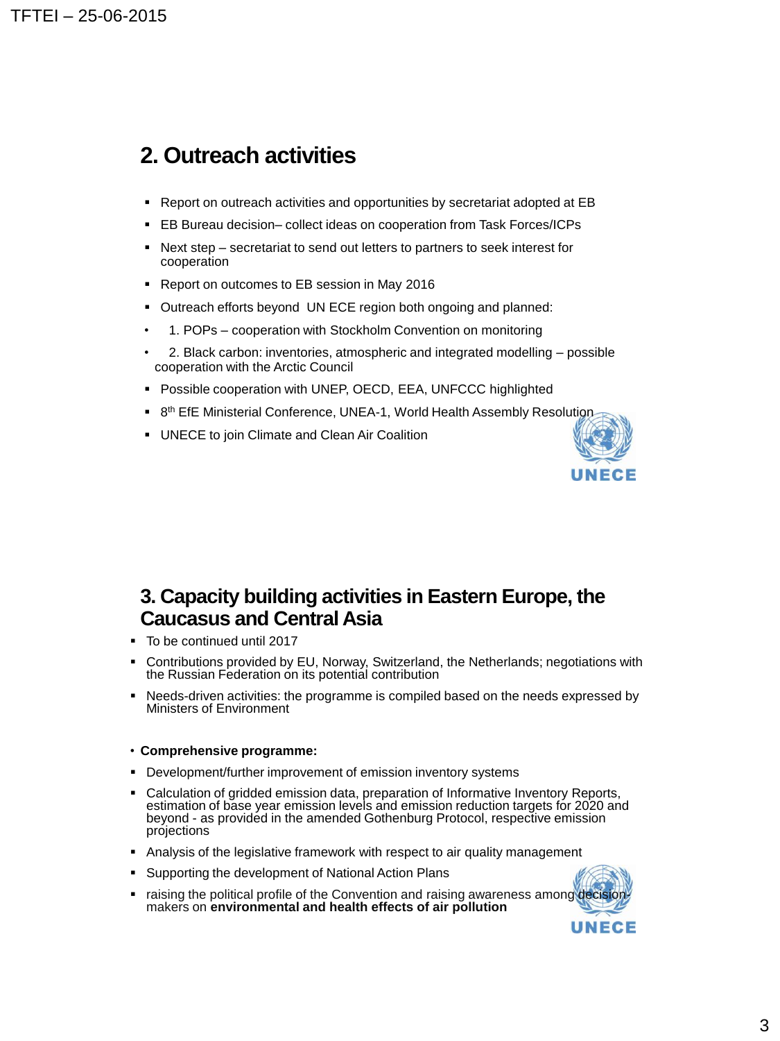## 2. Outreach activities

- Report on outreach activities and opportunities by secretariat adopted at EB
- EB Bureau decision– collect ideas on cooperation from Task Forces/ICPs
- Next step – secretariat to send out letters to partners to seek interest for cooperation
- Report on outcomes to EB session in May 2016
- Outreach efforts beyond UN ECE region both ongoing and planned:
- 1. POPs – cooperation with Stockholm Convention on monitoring
- 2. Black carbon: inventories, atmospheric and integrated modelling – possible cooperation with the Arctic Council
- Possible cooperation with UNEP, OECD, EEA, UNFCCC highlighted
- 8th EfE Ministerial Conference, UNEA-1, World Health Assembly Resolution
- UNECE to join Climate and Clean Air Coalition

## 3. Capacity building activities in Eastern Europe, the Caucasus and Central Asia

- To be continued until 2017
- Contributions provided by EU, Norway, Switzerland, the Netherlands; negotiations with the Russian Federation on its potential contribution
- Needs-driven activities: the programme is compiled based on the needs expressed by Ministers of Environment

- **Comprehensive programme:**
- Development/further improvement of emission inventory systems
- Calculation of gridded emission data, preparation of Informative Inventory Reports, estimation of base year emission levels and emission reduction targets for 2020 and beyond - as provided in the amended Gothenburg Protocol, respective emission projections
- Analysis of the legislative framework with respect to air quality management
- Supporting the development of National Action Plans
- raising the political profile of the Convention and raising awareness among decision-makers on **environmental and health effects of air pollution**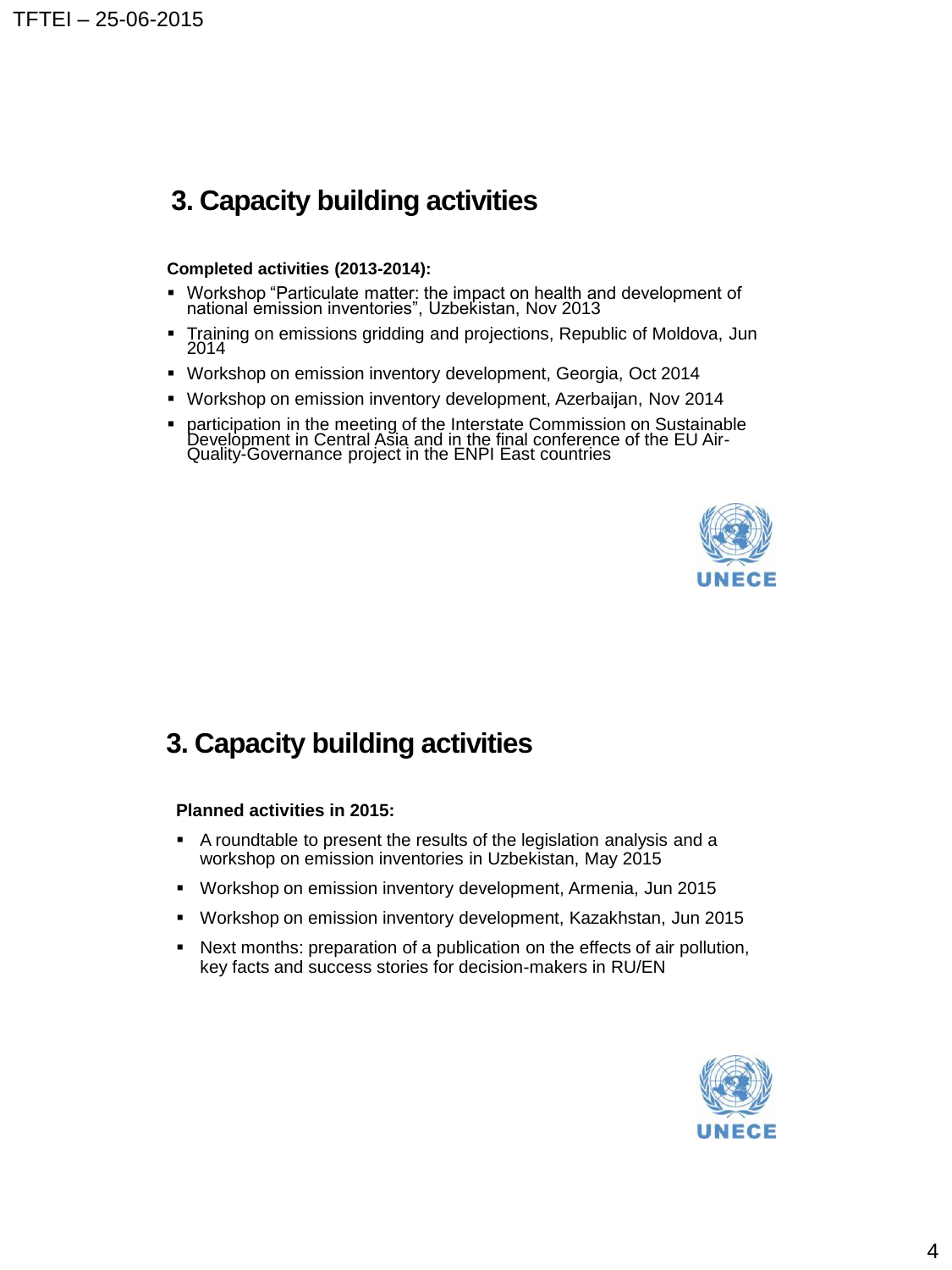## 3. Capacity building activities

**Completed activities (2013-2014):**

- Workshop “Particulate matter: the impact on health and development of national emission inventories”, Uzbekistan, Nov 2013
- Training on emissions gridding and projections, Republic of Moldova, Jun 2014
- Workshop on emission inventory development, Georgia, Oct 2014
- Workshop on emission inventory development, Azerbaijan, Nov 2014
- participation in the meeting of the Interstate Commission on Sustainable Development in Central Asia and in the final conference of the EU Air-Quality-Governance project in the ENPI East countries

UNECE

## 3. Capacity building activities

**Planned activities in 2015:**

- A roundtable to present the results of the legislation analysis and a workshop on emission inventories in Uzbekistan, May 2015
- Workshop on emission inventory development, Armenia, Jun 2015
- Workshop on emission inventory development, Kazakhstan, Jun 2015
- Next months: preparation of a publication on the effects of air pollution, key facts and success stories for decision-makers in RU/EN

UNECE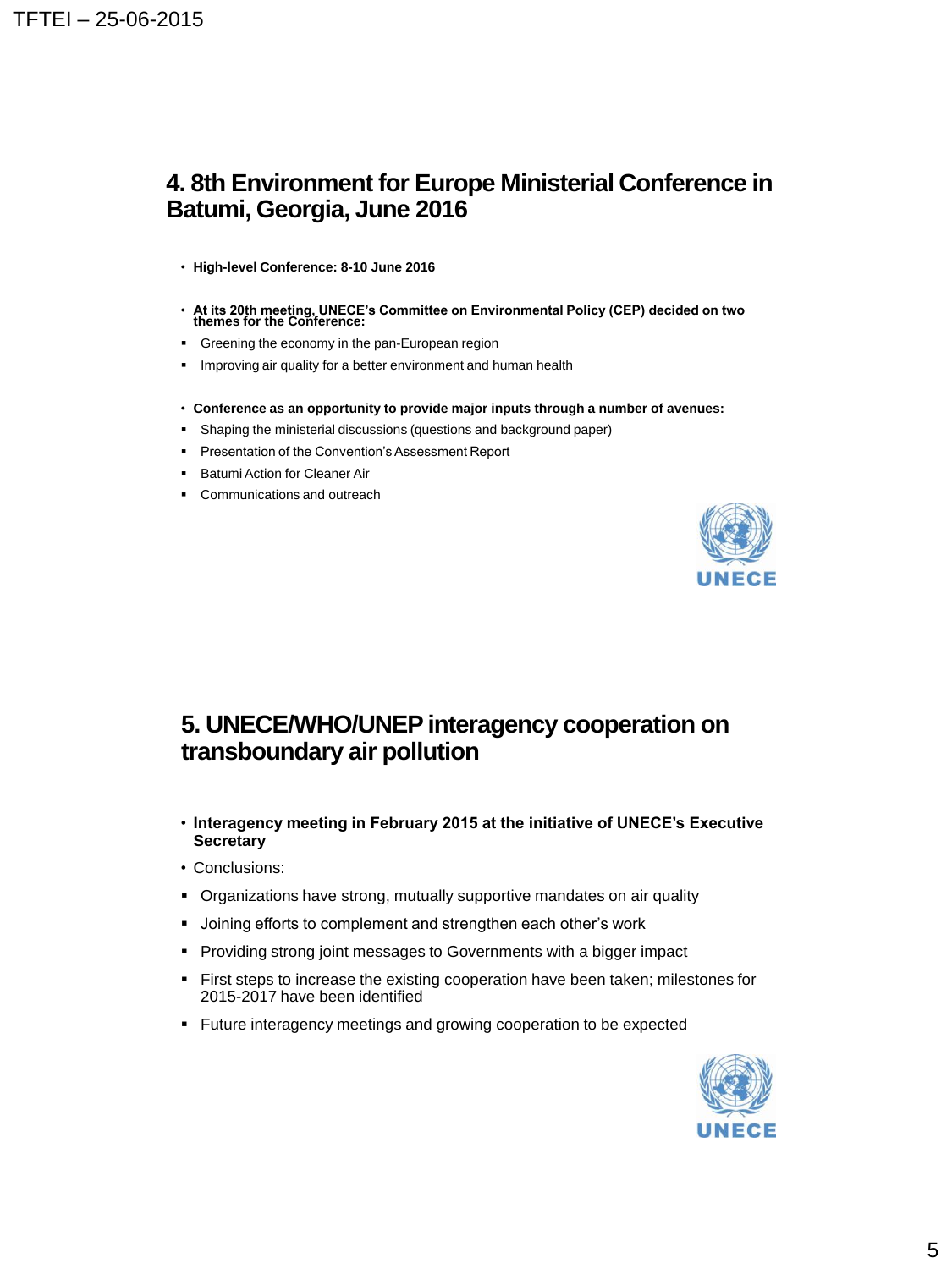## 4. 8th Environment for Europe Ministerial Conference in Batumi, Georgia, June 2016

- **High-level Conference: 8-10 June 2016**
- **At its 20th meeting, UNECE's Committee on Environmental Policy (CEP) decided on two themes for the Conference:**
  - Greening the economy in the pan-European region
  - Improving air quality for a better environment and human health
- **Conference as an opportunity to provide major inputs through a number of avenues:**
  - Shaping the ministerial discussions (questions and background paper)
  - Presentation of the Convention's Assessment Report
  - Batumi Action for Cleaner Air
  - Communications and outreach

UNECE

## 5. UNECE/WHO/UNEP interagency cooperation on transboundary air pollution

- **Interagency meeting in February 2015 at the initiative of UNECE's Executive Secretary**
- Conclusions:
  - Organizations have strong, mutually supportive mandates on air quality
  - Joining efforts to complement and strengthen each other's work
  - Providing strong joint messages to Governments with a bigger impact
  - First steps to increase the existing cooperation have been taken; milestones for 2015-2017 have been identified
  - Future interagency meetings and growing cooperation to be expected

UNECE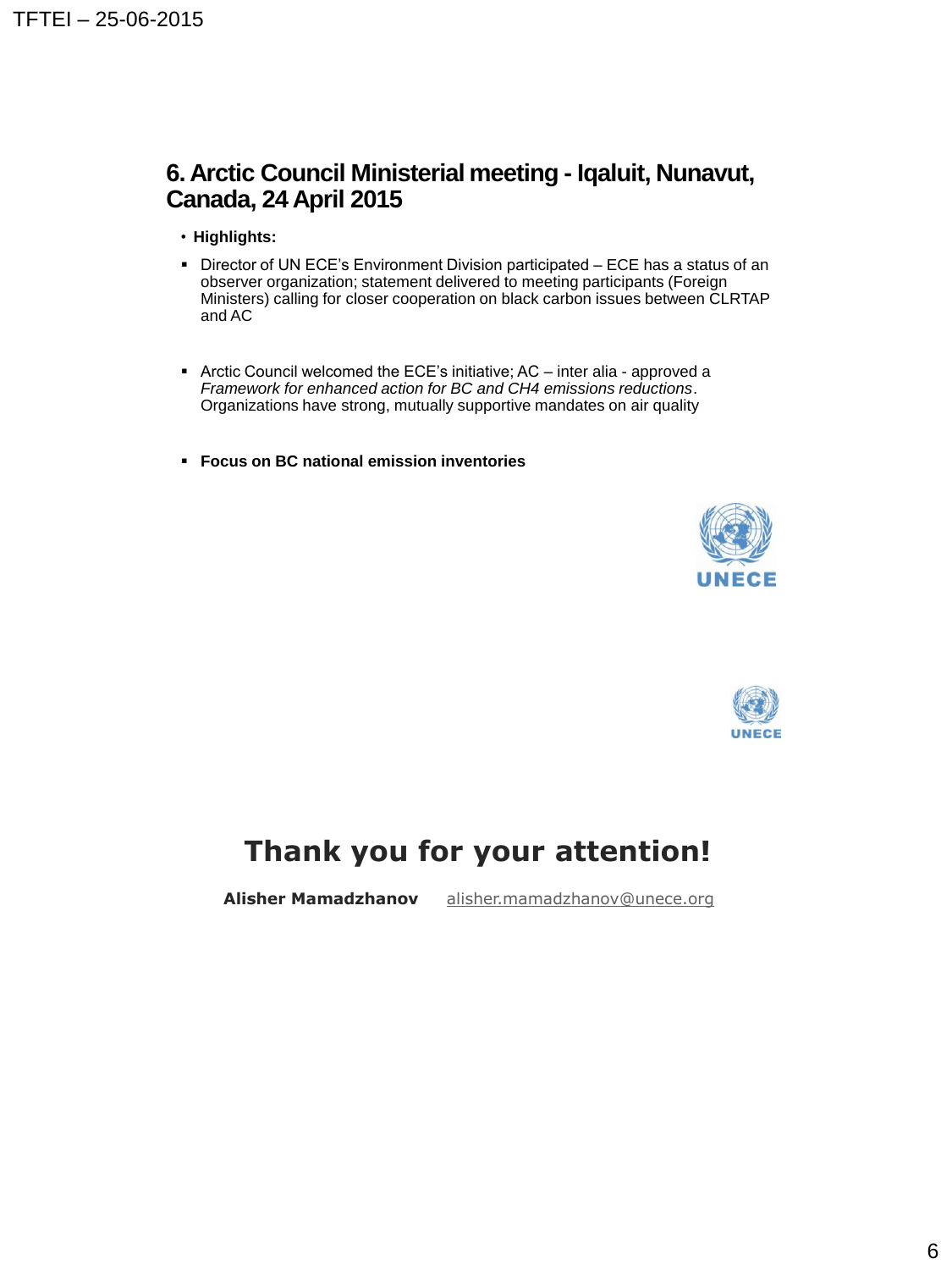## 6. Arctic Council Ministerial meeting - Iqaluit, Nunavut, Canada, 24 April 2015

- **Highlights:**
  - Director of UN ECE's Environment Division participated – ECE has a status of an observer organization; statement delivered to meeting participants (Foreign Ministers) calling for closer cooperation on black carbon issues between CLRTAP and AC
  - Arctic Council welcomed the ECE's initiative; AC – inter alia - approved a *Framework for enhanced action for BC and CH4 emissions reductions*. Organizations have strong, mutually supportive mandates on air quality
  - **Focus on BC national emission inventories**

UNECE

UNECE

# Thank you for your attention!

**Alisher Mamadzhanov** alisher.mamadzhanov@unece.org